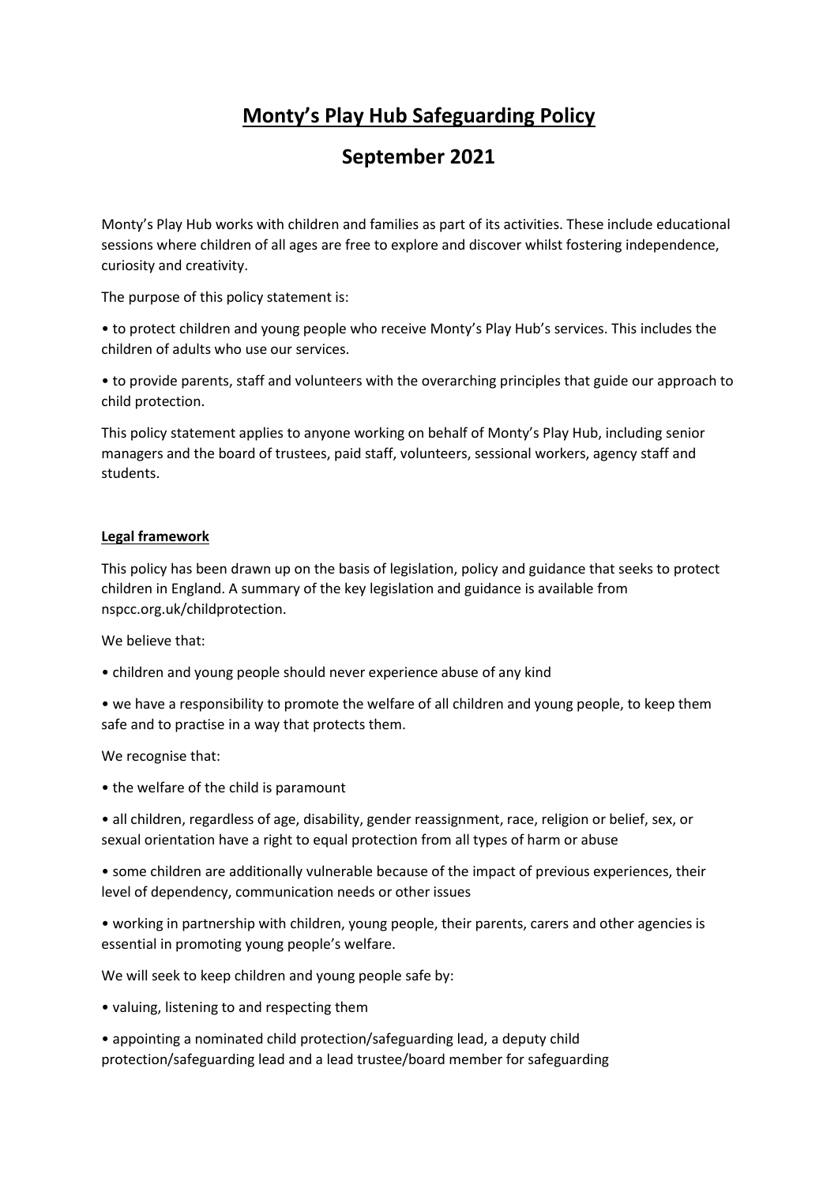# Monty's Play Hub Safeguarding Policy

## September 2021

Monty's Play Hub works with children and families as part of its activities. These include educational sessions where children of all ages are free to explore and discover whilst fostering independence, curiosity and creativity.

The purpose of this policy statement is:

• to protect children and young people who receive Monty's Play Hub's services. This includes the children of adults who use our services.

• to provide parents, staff and volunteers with the overarching principles that guide our approach to child protection.

This policy statement applies to anyone working on behalf of Monty's Play Hub, including senior managers and the board of trustees, paid staff, volunteers, sessional workers, agency staff and students.

**Legal framework**

This policy has been drawn up on the basis of legislation, policy and guidance that seeks to protect children in England. A summary of the key legislation and guidance is available from nspcc.org.uk/childprotection.

We believe that:

• children and young people should never experience abuse of any kind

• we have a responsibility to promote the welfare of all children and young people, to keep them safe and to practise in a way that protects them.

We recognise that:

• the welfare of the child is paramount

• all children, regardless of age, disability, gender reassignment, race, religion or belief, sex, or sexual orientation have a right to equal protection from all types of harm or abuse

• some children are additionally vulnerable because of the impact of previous experiences, their level of dependency, communication needs or other issues

• working in partnership with children, young people, their parents, carers and other agencies is essential in promoting young people's welfare.

We will seek to keep children and young people safe by:

• valuing, listening to and respecting them

• appointing a nominated child protection/safeguarding lead, a deputy child protection/safeguarding lead and a lead trustee/board member for safeguarding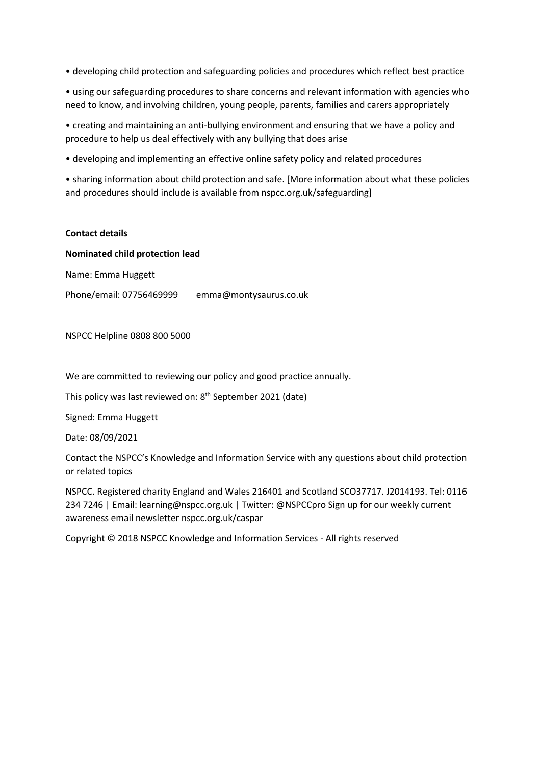• developing child protection and safeguarding policies and procedures which reflect best practice

• using our safeguarding procedures to share concerns and relevant information with agencies who need to know, and involving children, young people, parents, families and carers appropriately

• creating and maintaining an anti-bullying environment and ensuring that we have a policy and procedure to help us deal effectively with any bullying that does arise

• developing and implementing an effective online safety policy and related procedures

• sharing information about child protection and safe. [More information about what these policies and procedures should include is available from nspcc.org.uk/safeguarding]

**Contact details**

**Nominated child protection lead**

Name: Emma Huggett

Phone/email: 07756469999     emma@montysaurus.co.uk

NSPCC Helpline 0808 800 5000

We are committed to reviewing our policy and good practice annually.

This policy was last reviewed on: 8th September 2021 (date)

Signed: Emma Huggett

Date: 08/09/2021

Contact the NSPCC's Knowledge and Information Service with any questions about child protection or related topics

NSPCC. Registered charity England and Wales 216401 and Scotland SCO37717. J2014193. Tel: 0116 234 7246 | Email: learning@nspcc.org.uk | Twitter: @NSPCCpro Sign up for our weekly current awareness email newsletter nspcc.org.uk/caspar

Copyright © 2018 NSPCC Knowledge and Information Services - All rights reserved